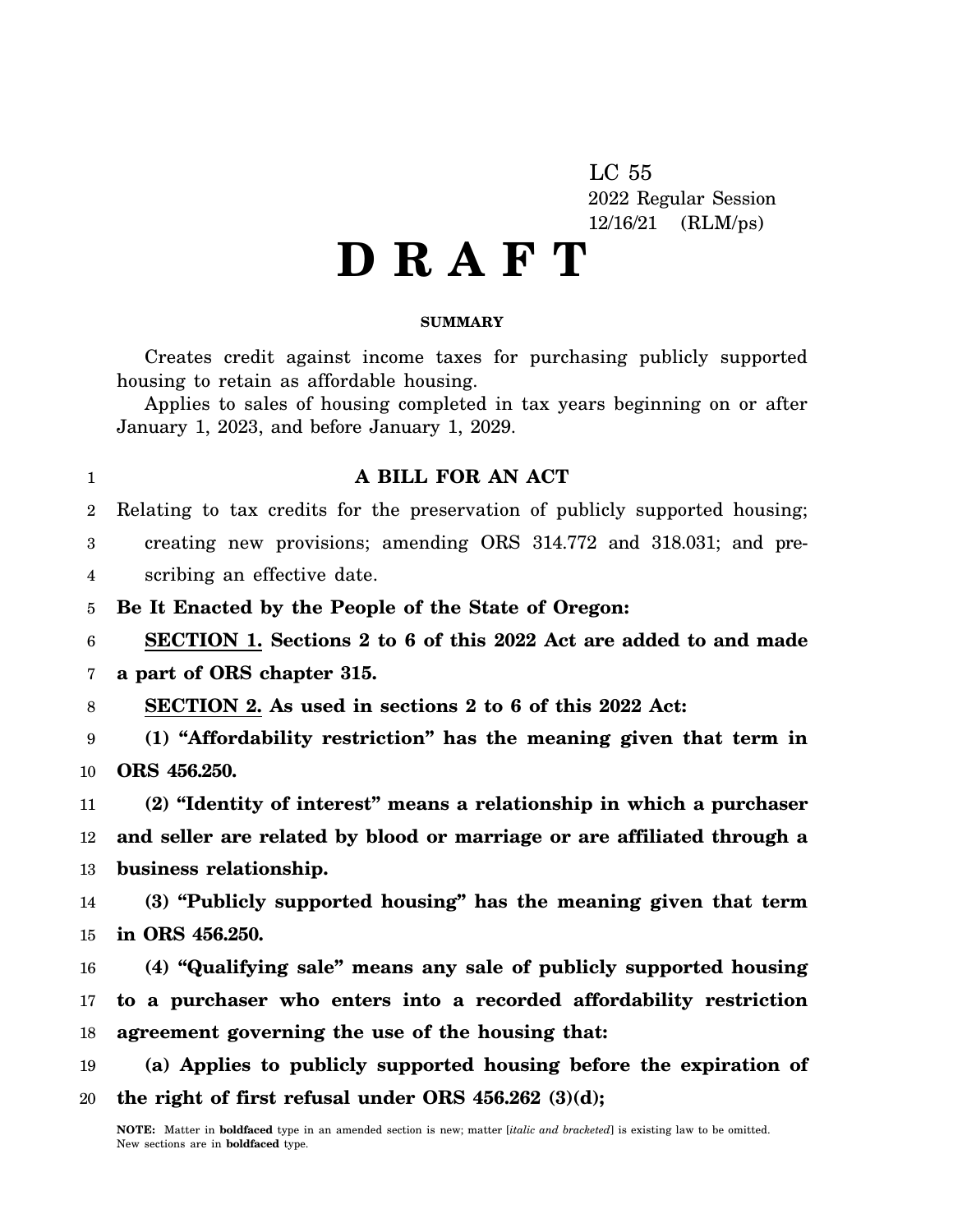LC 55
2022 Regular Session
12/16/21 (RLM/ps)

# D R A F T

**SUMMARY**

Creates credit against income taxes for purchasing publicly supported housing to retain as affordable housing.

Applies to sales of housing completed in tax years beginning on or after January 1, 2023, and before January 1, 2029.

**A BILL FOR AN ACT**

Relating to tax credits for the preservation of publicly supported housing; creating new provisions; amending ORS 314.772 and 318.031; and prescribing an effective date.

**Be It Enacted by the People of the State of Oregon:**

**SECTION 1. Sections 2 to 6 of this 2022 Act are added to and made a part of ORS chapter 315.**

**SECTION 2. As used in sections 2 to 6 of this 2022 Act:**

**(1) "Affordability restriction" has the meaning given that term in ORS 456.250.**

**(2) "Identity of interest" means a relationship in which a purchaser and seller are related by blood or marriage or are affiliated through a business relationship.**

**(3) "Publicly supported housing" has the meaning given that term in ORS 456.250.**

**(4) "Qualifying sale" means any sale of publicly supported housing to a purchaser who enters into a recorded affordability restriction agreement governing the use of the housing that:**

**(a) Applies to publicly supported housing before the expiration of the right of first refusal under ORS 456.262 (3)(d);**

**NOTE:** Matter in **boldfaced** type in an amended section is new; matter [*italic and bracketed*] is existing law to be omitted. New sections are in **boldfaced** type.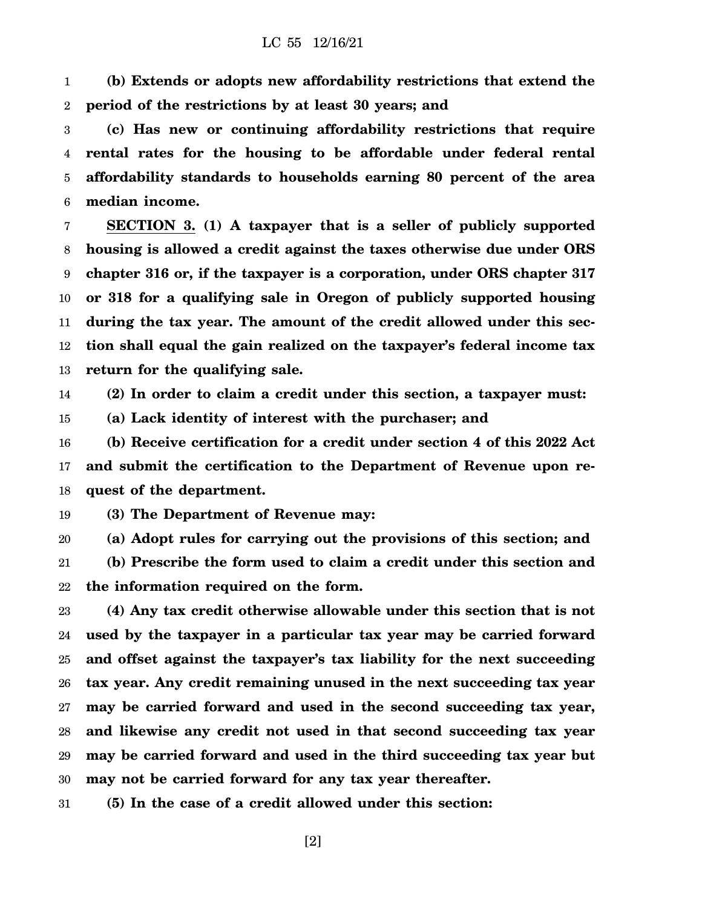**(b) Extends or adopts new affordability restrictions that extend the period of the restrictions by at least 30 years; and**

**(c) Has new or continuing affordability restrictions that require rental rates for the housing to be affordable under federal rental affordability standards to households earning 80 percent of the area median income.**

**SECTION 3. (1) A taxpayer that is a seller of publicly supported housing is allowed a credit against the taxes otherwise due under ORS chapter 316 or, if the taxpayer is a corporation, under ORS chapter 317 or 318 for a qualifying sale in Oregon of publicly supported housing during the tax year. The amount of the credit allowed under this section shall equal the gain realized on the taxpayer's federal income tax return for the qualifying sale.**

**(2) In order to claim a credit under this section, a taxpayer must:**

**(a) Lack identity of interest with the purchaser; and**

**(b) Receive certification for a credit under section 4 of this 2022 Act and submit the certification to the Department of Revenue upon request of the department.**

**(3) The Department of Revenue may:**

**(a) Adopt rules for carrying out the provisions of this section; and**

**(b) Prescribe the form used to claim a credit under this section and the information required on the form.**

**(4) Any tax credit otherwise allowable under this section that is not used by the taxpayer in a particular tax year may be carried forward and offset against the taxpayer's tax liability for the next succeeding tax year. Any credit remaining unused in the next succeeding tax year may be carried forward and used in the second succeeding tax year, and likewise any credit not used in that second succeeding tax year may be carried forward and used in the third succeeding tax year but may not be carried forward for any tax year thereafter.**

**(5) In the case of a credit allowed under this section:**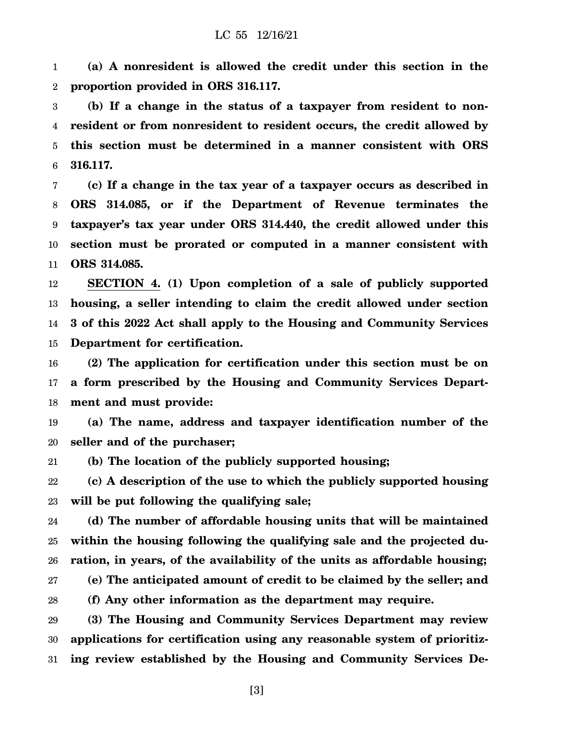**(a) A nonresident is allowed the credit under this section in the proportion provided in ORS 316.117.**

**(b) If a change in the status of a taxpayer from resident to nonresident or from nonresident to resident occurs, the credit allowed by this section must be determined in a manner consistent with ORS 316.117.**

**(c) If a change in the tax year of a taxpayer occurs as described in ORS 314.085, or if the Department of Revenue terminates the taxpayer's tax year under ORS 314.440, the credit allowed under this section must be prorated or computed in a manner consistent with ORS 314.085.**

**SECTION 4. (1) Upon completion of a sale of publicly supported housing, a seller intending to claim the credit allowed under section 3 of this 2022 Act shall apply to the Housing and Community Services Department for certification.**

**(2) The application for certification under this section must be on a form prescribed by the Housing and Community Services Department and must provide:**

**(a) The name, address and taxpayer identification number of the seller and of the purchaser;**

**(b) The location of the publicly supported housing;**

**(c) A description of the use to which the publicly supported housing will be put following the qualifying sale;**

**(d) The number of affordable housing units that will be maintained within the housing following the qualifying sale and the projected duration, in years, of the availability of the units as affordable housing;**

**(e) The anticipated amount of credit to be claimed by the seller; and**

**(f) Any other information as the department may require.**

**(3) The Housing and Community Services Department may review applications for certification using any reasonable system of prioritizing review established by the Housing and Community Services De-**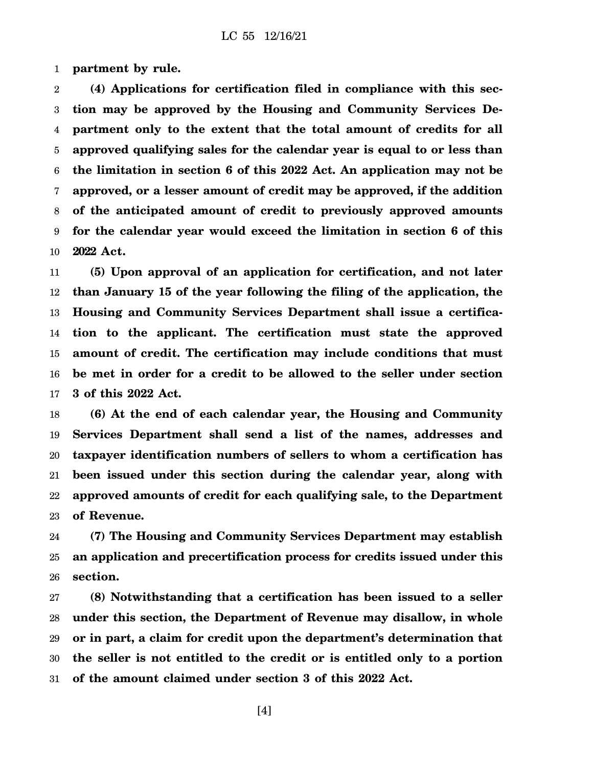**partment by rule.**

**(4) Applications for certification filed in compliance with this section may be approved by the Housing and Community Services Department only to the extent that the total amount of credits for all approved qualifying sales for the calendar year is equal to or less than the limitation in section 6 of this 2022 Act. An application may not be approved, or a lesser amount of credit may be approved, if the addition of the anticipated amount of credit to previously approved amounts for the calendar year would exceed the limitation in section 6 of this 2022 Act.**

**(5) Upon approval of an application for certification, and not later than January 15 of the year following the filing of the application, the Housing and Community Services Department shall issue a certification to the applicant. The certification must state the approved amount of credit. The certification may include conditions that must be met in order for a credit to be allowed to the seller under section 3 of this 2022 Act.**

**(6) At the end of each calendar year, the Housing and Community Services Department shall send a list of the names, addresses and taxpayer identification numbers of sellers to whom a certification has been issued under this section during the calendar year, along with approved amounts of credit for each qualifying sale, to the Department of Revenue.**

**(7) The Housing and Community Services Department may establish an application and precertification process for credits issued under this section.**

**(8) Notwithstanding that a certification has been issued to a seller under this section, the Department of Revenue may disallow, in whole or in part, a claim for credit upon the department's determination that the seller is not entitled to the credit or is entitled only to a portion of the amount claimed under section 3 of this 2022 Act.**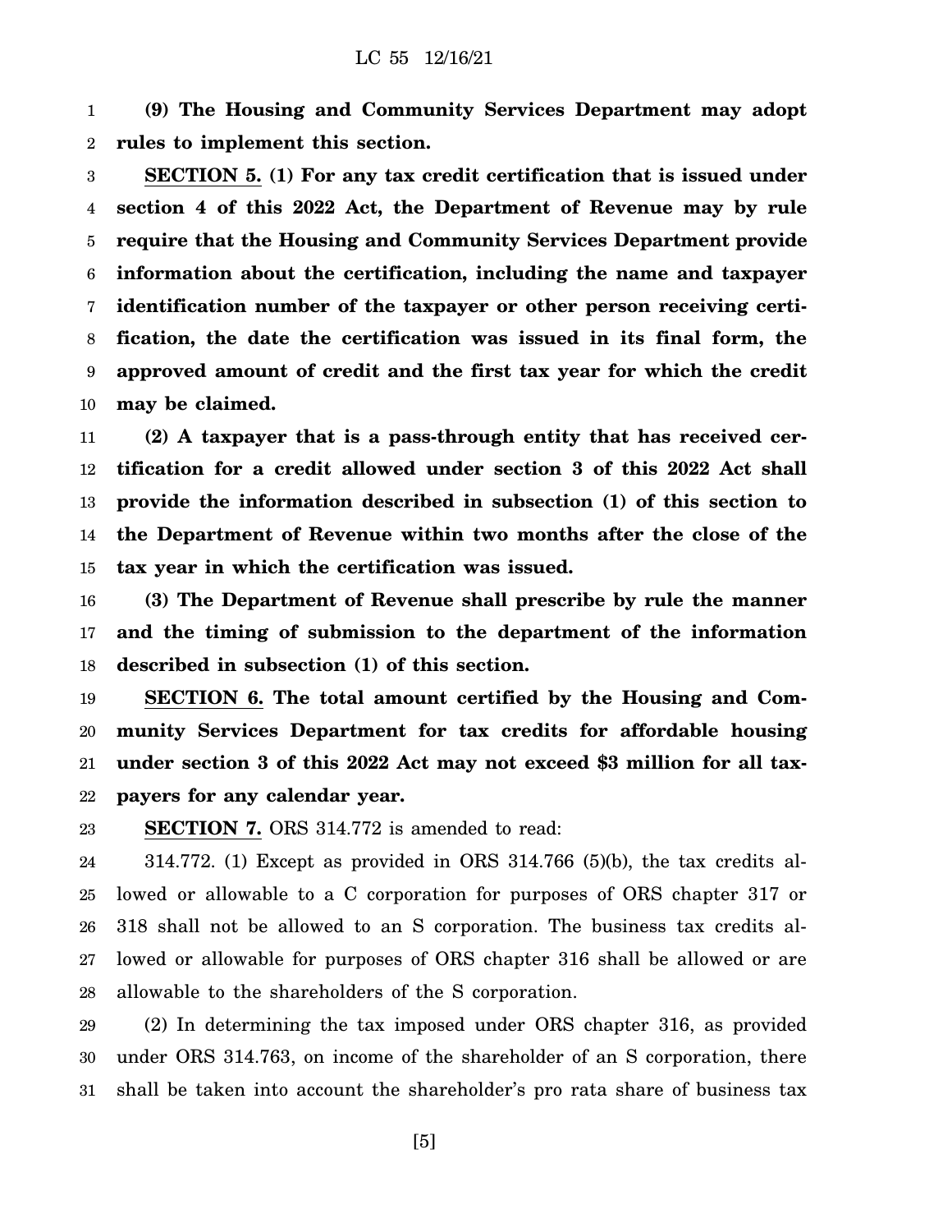**(9) The Housing and Community Services Department may adopt rules to implement this section.**

**SECTION 5. (1) For any tax credit certification that is issued under section 4 of this 2022 Act, the Department of Revenue may by rule require that the Housing and Community Services Department provide information about the certification, including the name and taxpayer identification number of the taxpayer or other person receiving certification, the date the certification was issued in its final form, the approved amount of credit and the first tax year for which the credit may be claimed.**

**(2) A taxpayer that is a pass-through entity that has received certification for a credit allowed under section 3 of this 2022 Act shall provide the information described in subsection (1) of this section to the Department of Revenue within two months after the close of the tax year in which the certification was issued.**

**(3) The Department of Revenue shall prescribe by rule the manner and the timing of submission to the department of the information described in subsection (1) of this section.**

**SECTION 6. The total amount certified by the Housing and Community Services Department for tax credits for affordable housing under section 3 of this 2022 Act may not exceed $3 million for all taxpayers for any calendar year.**

**SECTION 7.** ORS 314.772 is amended to read:

314.772. (1) Except as provided in ORS 314.766 (5)(b), the tax credits allowed or allowable to a C corporation for purposes of ORS chapter 317 or 318 shall not be allowed to an S corporation. The business tax credits allowed or allowable for purposes of ORS chapter 316 shall be allowed or are allowable to the shareholders of the S corporation.

(2) In determining the tax imposed under ORS chapter 316, as provided under ORS 314.763, on income of the shareholder of an S corporation, there shall be taken into account the shareholder's pro rata share of business tax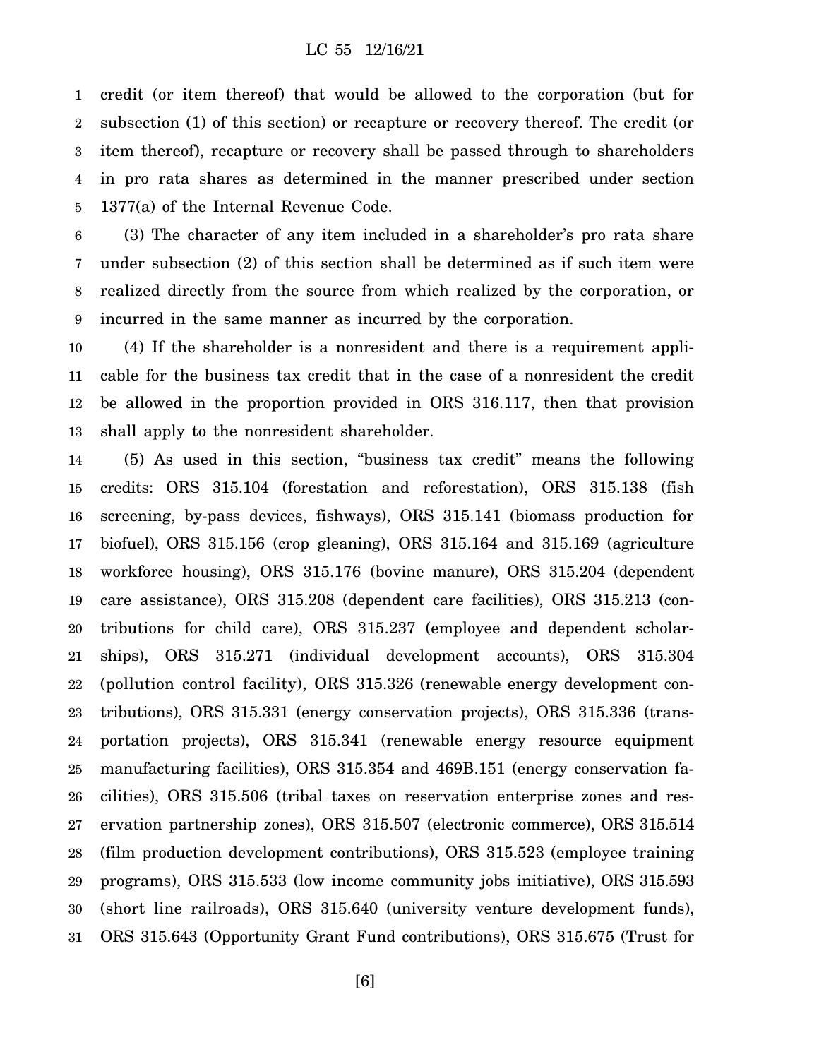credit (or item thereof) that would be allowed to the corporation (but for subsection (1) of this section) or recapture or recovery thereof. The credit (or item thereof), recapture or recovery shall be passed through to shareholders in pro rata shares as determined in the manner prescribed under section 1377(a) of the Internal Revenue Code.

(3) The character of any item included in a shareholder's pro rata share under subsection (2) of this section shall be determined as if such item were realized directly from the source from which realized by the corporation, or incurred in the same manner as incurred by the corporation.

(4) If the shareholder is a nonresident and there is a requirement applicable for the business tax credit that in the case of a nonresident the credit be allowed in the proportion provided in ORS 316.117, then that provision shall apply to the nonresident shareholder.

(5) As used in this section, "business tax credit" means the following credits: ORS 315.104 (forestation and reforestation), ORS 315.138 (fish screening, by-pass devices, fishways), ORS 315.141 (biomass production for biofuel), ORS 315.156 (crop gleaning), ORS 315.164 and 315.169 (agriculture workforce housing), ORS 315.176 (bovine manure), ORS 315.204 (dependent care assistance), ORS 315.208 (dependent care facilities), ORS 315.213 (contributions for child care), ORS 315.237 (employee and dependent scholarships), ORS 315.271 (individual development accounts), ORS 315.304 (pollution control facility), ORS 315.326 (renewable energy development contributions), ORS 315.331 (energy conservation projects), ORS 315.336 (transportation projects), ORS 315.341 (renewable energy resource equipment manufacturing facilities), ORS 315.354 and 469B.151 (energy conservation facilities), ORS 315.506 (tribal taxes on reservation enterprise zones and reservation partnership zones), ORS 315.507 (electronic commerce), ORS 315.514 (film production development contributions), ORS 315.523 (employee training programs), ORS 315.533 (low income community jobs initiative), ORS 315.593 (short line railroads), ORS 315.640 (university venture development funds), ORS 315.643 (Opportunity Grant Fund contributions), ORS 315.675 (Trust for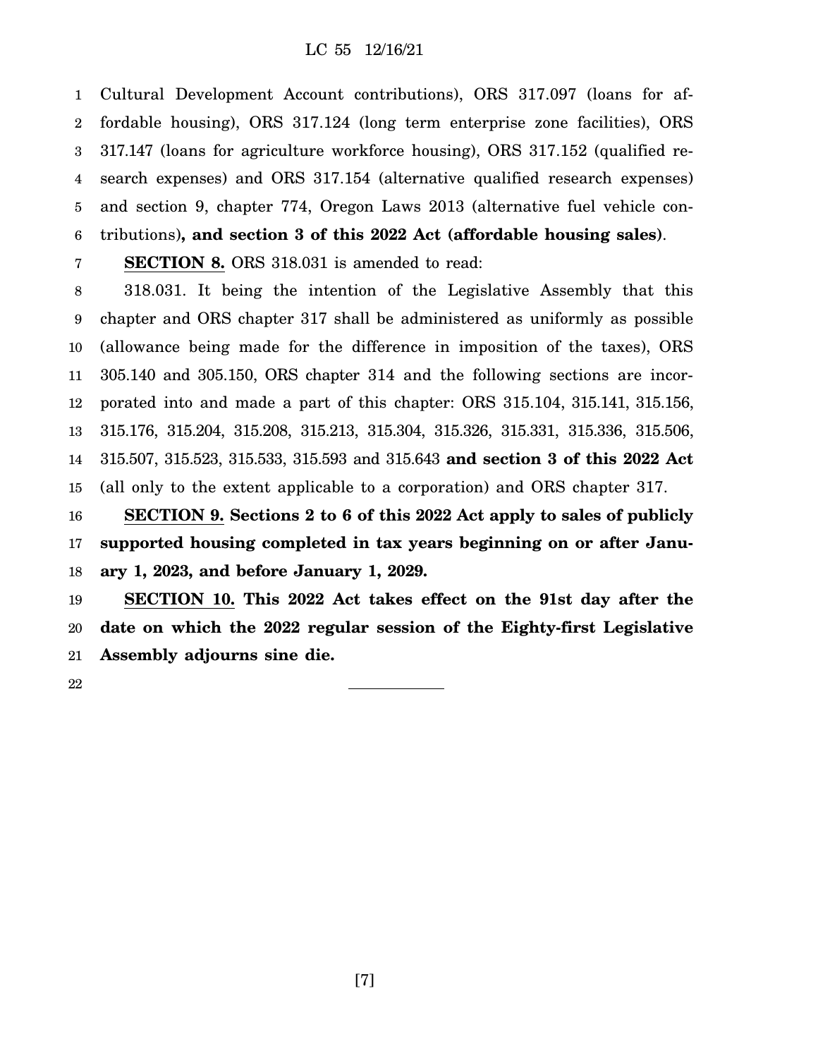Cultural Development Account contributions), ORS 317.097 (loans for affordable housing), ORS 317.124 (long term enterprise zone facilities), ORS 317.147 (loans for agriculture workforce housing), ORS 317.152 (qualified research expenses) and ORS 317.154 (alternative qualified research expenses) and section 9, chapter 774, Oregon Laws 2013 (alternative fuel vehicle contributions)**, and section 3 of this 2022 Act (affordable housing sales)**.

**SECTION 8.** ORS 318.031 is amended to read:

318.031. It being the intention of the Legislative Assembly that this chapter and ORS chapter 317 shall be administered as uniformly as possible (allowance being made for the difference in imposition of the taxes), ORS 305.140 and 305.150, ORS chapter 314 and the following sections are incorporated into and made a part of this chapter: ORS 315.104, 315.141, 315.156, 315.176, 315.204, 315.208, 315.213, 315.304, 315.326, 315.331, 315.336, 315.506, 315.507, 315.523, 315.533, 315.593 and 315.643 **and section 3 of this 2022 Act** (all only to the extent applicable to a corporation) and ORS chapter 317.

**SECTION 9. Sections 2 to 6 of this 2022 Act apply to sales of publicly supported housing completed in tax years beginning on or after January 1, 2023, and before January 1, 2029.**

**SECTION 10. This 2022 Act takes effect on the 91st day after the date on which the 2022 regular session of the Eighty-first Legislative Assembly adjourns sine die.**